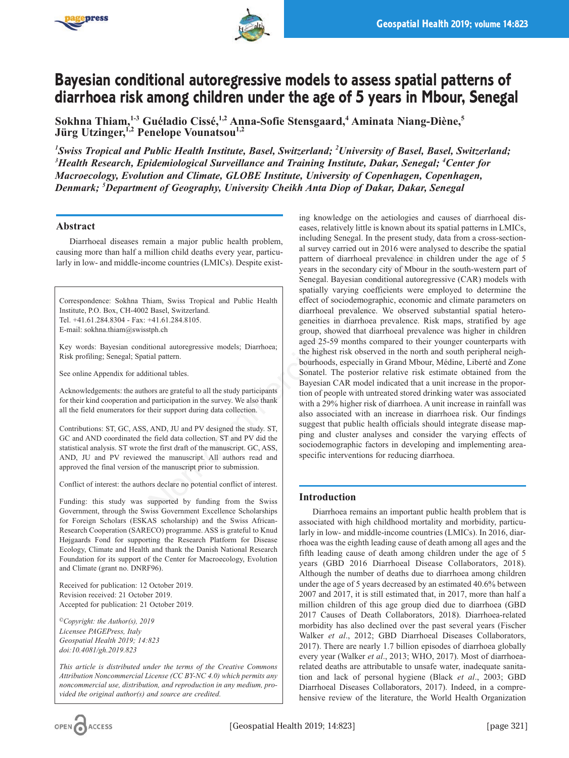# Bayesian conditional autoregressive models to assess spatial patterns of diarrhoea risk among children under the age of 5 years in Mbour, Senegal

**Sokhna Thiam,[1-3] Guéladio Cissé,[1,2] Anna-Sofie Stensgaard,[4] Aminata Niang-Diène,[5] Jürg Utzinger,[1,2] Penelope Vounatsou[1,2]**

*[1]Swiss Tropical and Public Health Institute, Basel, Switzerland; [2]University of Basel, Basel, Switzerland; [3]Health Research, Epidemiological Surveillance and Training Institute, Dakar, Senegal; [4]Center for Macroecology, Evolution and Climate, GLOBE Institute, University of Copenhagen, Copenhagen, Denmark; [5]Department of Geography, University Cheikh Anta Diop of Dakar, Dakar, Senegal*

## Abstract

Diarrhoeal diseases remain a major public health problem, causing more than half a million child deaths every year, particularly in low- and middle-income countries (LMICs). Despite existing knowledge on the aetiologies and causes of diarrhoeal diseases, relatively little is known about its spatial patterns in LMICs, including Senegal. In the present study, data from a cross-sectional survey carried out in 2016 were analysed to describe the spatial pattern of diarrhoeal prevalence in children under the age of 5 years in the secondary city of Mbour in the south-western part of Senegal. Bayesian conditional autoregressive (CAR) models with spatially varying coefficients were employed to determine the effect of sociodemographic, economic and climate parameters on diarrhoeal prevalence. We observed substantial spatial heterogeneities in diarrhoea prevalence. Risk maps, stratified by age group, showed that diarrhoeal prevalence was higher in children aged 25-59 months compared to their younger counterparts with the highest risk observed in the north and south peripheral neighbourhoods, especially in Grand Mbour, Médine, Liberté and Zone Sonatel. The posterior relative risk estimate obtained from the Bayesian CAR model indicated that a unit increase in the proportion of people with untreated stored drinking water was associated with a 29% higher risk of diarrhoea. A unit increase in rainfall was also associated with an increase in diarrhoea risk. Our findings suggest that public health officials should integrate disease mapping and cluster analyses and consider the varying effects of sociodemographic factors in developing and implementing area-specific interventions for reducing diarrhoea.

Correspondence: Sokhna Thiam, Swiss Tropical and Public Health Institute, P.O. Box, CH-4002 Basel, Switzerland.
Tel. +41.61.284.8304 - Fax: +41.61.284.8105.
E-mail: sokhna.thiam@swisstph.ch

Key words: Bayesian conditional autoregressive models; Diarrhoea; Risk profiling; Senegal; Spatial pattern.

See online Appendix for additional tables.

Acknowledgements: the authors are grateful to all the study participants for their kind cooperation and participation in the survey. We also thank all the field enumerators for their support during data collection.

Contributions: ST, GC, ASS, AND, JU and PV designed the study. ST, GC and AND coordinated the field data collection. ST and PV did the statistical analysis. ST wrote the first draft of the manuscript. GC, ASS, AND, JU and PV reviewed the manuscript. All authors read and approved the final version of the manuscript prior to submission.

Conflict of interest: the authors declare no potential conflict of interest.

Funding: this study was supported by funding from the Swiss Government, through the Swiss Government Excellence Scholarships for Foreign Scholars (ESKAS scholarship) and the Swiss African-Research Cooperation (SARECO) programme. ASS is grateful to Knud Højgaards Fond for supporting the Research Platform for Disease Ecology, Climate and Health and thank the Danish National Research Foundation for its support of the Center for Macroecology, Evolution and Climate (grant no. DNRF96).

Received for publication: 12 October 2019.
Revision received: 21 October 2019.
Accepted for publication: 21 October 2019.

*©Copyright: the Author(s), 2019*
*Licensee PAGEPress, Italy*
*Geospatial Health 2019; 14:823*
*doi:10.4081/gh.2019.823*

*This article is distributed under the terms of the Creative Commons Attribution Noncommercial License (CC BY-NC 4.0) which permits any noncommercial use, distribution, and reproduction in any medium, provided the original author(s) and source are credited.*

## Introduction

Diarrhoea remains an important public health problem that is associated with high childhood mortality and morbidity, particularly in low- and middle-income countries (LMICs). In 2016, diarrhoea was the eighth leading cause of death among all ages and the fifth leading cause of death among children under the age of 5 years (GBD 2016 Diarrhoeal Disease Collaborators, 2018). Although the number of deaths due to diarrhoea among children under the age of 5 years decreased by an estimated 40.6% between 2007 and 2017, it is still estimated that, in 2017, more than half a million children of this age group died due to diarrhoea (GBD 2017 Causes of Death Collaborators, 2018). Diarrhoea-related morbidity has also declined over the past several years (Fischer Walker *et al*., 2012; GBD Diarrhoeal Diseases Collaborators, 2017). There are nearly 1.7 billion episodes of diarrhoea globally every year (Walker *et al*., 2013; WHO, 2017). Most of diarrhoea-related deaths are attributable to unsafe water, inadequate sanitation and lack of personal hygiene (Black *et al*., 2003; GBD Diarrhoeal Diseases Collaborators, 2017). Indeed, in a comprehensive review of the literature, the World Health Organization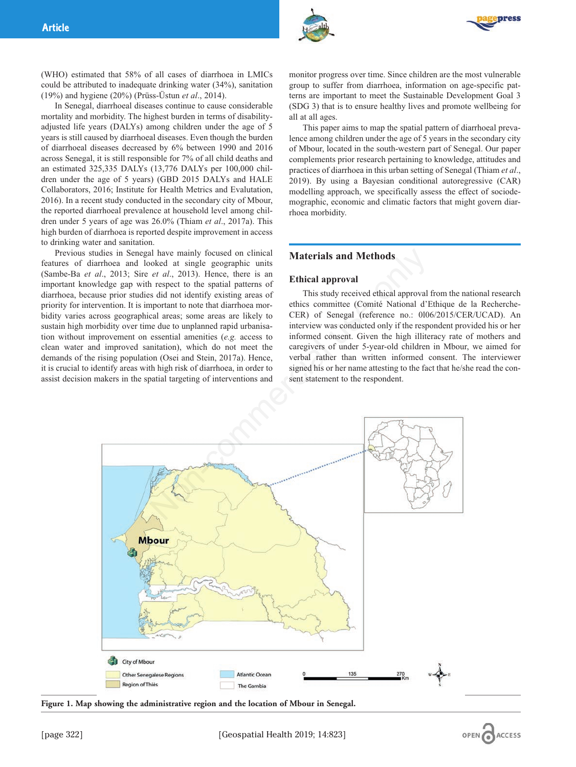(WHO) estimated that 58% of all cases of diarrhoea in LMICs could be attributed to inadequate drinking water (34%), sanitation (19%) and hygiene (20%) (Prüss-Üstun *et al*., 2014).

In Senegal, diarrhoeal diseases continue to cause considerable mortality and morbidity. The highest burden in terms of disability-adjusted life years (DALYs) among children under the age of 5 years is still caused by diarrhoeal diseases. Even though the burden of diarrhoeal diseases decreased by 6% between 1990 and 2016 across Senegal, it is still responsible for 7% of all child deaths and an estimated 325,335 DALYs (13,776 DALYs per 100,000 children under the age of 5 years) (GBD 2015 DALYs and HALE Collaborators, 2016; Institute for Health Metrics and Evalutation, 2016). In a recent study conducted in the secondary city of Mbour, the reported diarrhoeal prevalence at household level among children under 5 years of age was 26.0% (Thiam *et al*., 2017a). This high burden of diarrhoea is reported despite improvement in access to drinking water and sanitation.

Previous studies in Senegal have mainly focused on clinical features of diarrhoea and looked at single geographic units (Sambe-Ba *et al*., 2013; Sire *et al*., 2013). Hence, there is an important knowledge gap with respect to the spatial patterns of diarrhoea, because prior studies did not identify existing areas of priority for intervention. It is important to note that diarrhoea morbidity varies across geographical areas; some areas are likely to sustain high morbidity over time due to unplanned rapid urbanisation without improvement on essential amenities (*e.g.* access to clean water and improved sanitation), which do not meet the demands of the rising population (Osei and Stein, 2017a). Hence, it is crucial to identify areas with high risk of diarrhoea, in order to assist decision makers in the spatial targeting of interventions and monitor progress over time. Since children are the most vulnerable group to suffer from diarrhoea, information on age-specific patterns are important to meet the Sustainable Development Goal 3 (SDG 3) that is to ensure healthy lives and promote wellbeing for all at all ages.

This paper aims to map the spatial pattern of diarrhoeal prevalence among children under the age of 5 years in the secondary city of Mbour, located in the south-western part of Senegal. Our paper complements prior research pertaining to knowledge, attitudes and practices of diarrhoea in this urban setting of Senegal (Thiam *et al*., 2019). By using a Bayesian conditional autoregressive (CAR) modelling approach, we specifically assess the effect of sociodemographic, economic and climatic factors that might govern diarrhoea morbidity.

## Materials and Methods

### Ethical approval

This study received ethical approval from the national research ethics committee (Comité National d'Ethique de la Recherche-CER) of Senegal (reference no.: 0l06/2015/CER/UCAD). An interview was conducted only if the respondent provided his or her informed consent. Given the high illiteracy rate of mothers and caregivers of under 5-year-old children in Mbour, we aimed for verbal rather than written informed consent. The interviewer signed his or her name attesting to the fact that he/she read the consent statement to the respondent.

**Figure 1. Map showing the administrative region and the location of Mbour in Senegal.**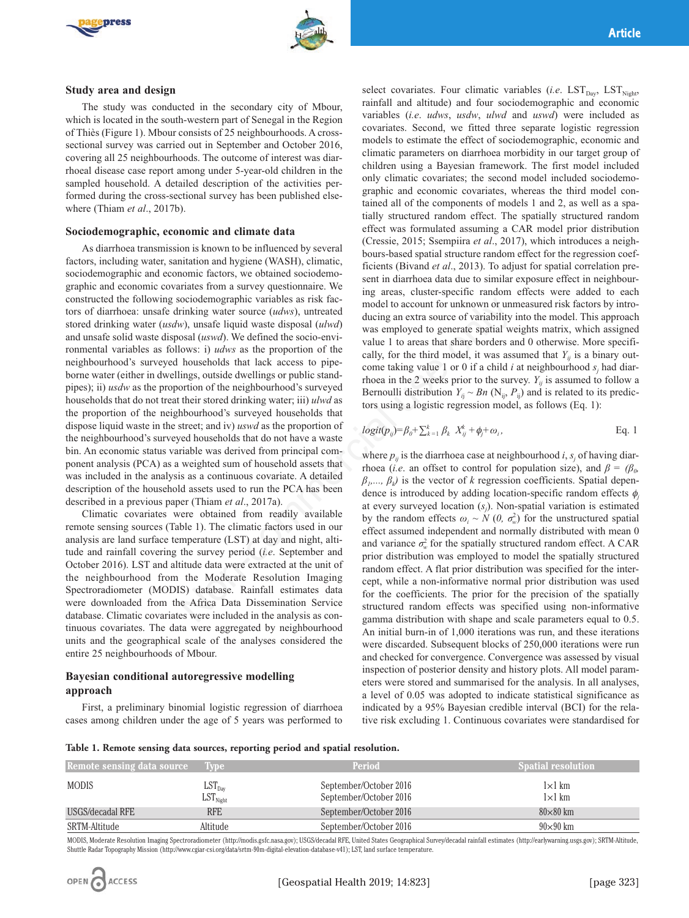## Study area and design

The study was conducted in the secondary city of Mbour, which is located in the south-western part of Senegal in the Region of Thiès (Figure 1). Mbour consists of 25 neighbourhoods. A cross-sectional survey was carried out in September and October 2016, covering all 25 neighbourhoods. The outcome of interest was diarrhoeal disease case report among under 5-year-old children in the sampled household. A detailed description of the activities performed during the cross-sectional survey has been published elsewhere (Thiam *et al*., 2017b).

## Sociodemographic, economic and climate data

As diarrhoea transmission is known to be influenced by several factors, including water, sanitation and hygiene (WASH), climatic, sociodemographic and economic factors, we obtained sociodemographic and economic covariates from a survey questionnaire. We constructed the following sociodemographic variables as risk factors of diarrhoea: unsafe drinking water source (*udws*), untreated stored drinking water (*usdw*), unsafe liquid waste disposal (*ulwd*) and unsafe solid waste disposal (*uswd*). We defined the socio-environmental variables as follows: i) *udws* as the proportion of the neighbourhood's surveyed households that lack access to pipe-borne water (either in dwellings, outside dwellings or public standpipes); ii) *usdw* as the proportion of the neighbourhood's surveyed households that do not treat their stored drinking water; iii) *ulwd* as the proportion of the neighbourhood's surveyed households that dispose liquid waste in the street; and iv) *uswd* as the proportion of the neighbourhood's surveyed households that do not have a waste bin. An economic status variable was derived from principal component analysis (PCA) as a weighted sum of household assets that was included in the analysis as a continuous covariate. A detailed description of the household assets used to run the PCA has been described in a previous paper (Thiam *et al*., 2017a).

Climatic covariates were obtained from readily available remote sensing sources (Table 1). The climatic factors used in our analysis are land surface temperature (LST) at day and night, altitude and rainfall covering the survey period (*i.e.* September and October 2016). LST and altitude data were extracted at the unit of the neighbourhood from the Moderate Resolution Imaging Spectroradiometer (MODIS) database. Rainfall estimates data were downloaded from the Africa Data Dissemination Service database. Climatic covariates were included in the analysis as continuous covariates. The data were aggregated by neighbourhood units and the geographical scale of the analyses considered the entire 25 neighbourhoods of Mbour.

## Bayesian conditional autoregressive modelling approach

First, a preliminary binomial logistic regression of diarrhoea cases among children under the age of 5 years was performed to select covariates. Four climatic variables (*i.e.* $LST_{Day}$, $LST_{Night}$, rainfall and altitude) and four sociodemographic and economic variables (*i.e. udws*, *usdw*, *ulwd* and *uswd*) were included as covariates. Second, we fitted three separate logistic regression models to estimate the effect of sociodemographic, economic and climatic parameters on diarrhoea morbidity in our target group of children using a Bayesian framework. The first model included only climatic covariates; the second model included sociodemographic and economic covariates, whereas the third model contained all of the components of models 1 and 2, as well as a spatially structured random effect. The spatially structured random effect was formulated assuming a CAR model prior distribution (Cressie, 2015; Ssempiira *et al*., 2017), which introduces a neighbours-based spatial structure random effect for the regression coefficients (Bivand *et al*., 2013). To adjust for spatial correlation present in diarrhoea data due to similar exposure effect in neighbouring areas, cluster-specific random effects were added to each model to account for unknown or unmeasured risk factors by introducing an extra source of variability into the model. This approach was employed to generate spatial weights matrix, which assigned value 1 to areas that share borders and 0 otherwise. More specifically, for the third model, it was assumed that $Y_{ij}$ is a binary outcome taking value 1 or 0 if a child $i$ at neighbourhood $s_j$ had diarrhoea in the 2 weeks prior to the survey. $Y_{ij}$ is assumed to follow a Bernoulli distribution $Y_{ij} \sim Bn\,(N_{ij}, P_{ij})$ and is related to its predictors using a logistic regression model, as follows (Eq. 1):

$$logit(p_{ij})=\beta_0+\sum_{k=1}^{k}\beta_k\, X_{ij}^{k}+\phi_j+\omega_i, \qquad \text{Eq. 1}$$

where $p_{ij}$ is the diarrhoea case at neighbourhood $i$, $s_j$ of having diarrhoea (*i.e.* an offset to control for population size), and $\beta = (\beta_0, \beta_1,..., \beta_k)$ is the vector of $k$ regression coefficients. Spatial dependence is introduced by adding location-specific random effects $\phi_j$ at every surveyed location ($s_j$). Non-spatial variation is estimated by the random effects $\omega_i \sim N\,(0, \sigma_w^2)$ for the unstructured spatial effect assumed independent and normally distributed with mean 0 and variance $\sigma_w^2$ for the spatially structured random effect. A CAR prior distribution was employed to model the spatially structured random effect. A flat prior distribution was specified for the intercept, while a non-informative normal prior distribution was used for the coefficients. The prior for the precision of the spatially structured random effects was specified using non-informative gamma distribution with shape and scale parameters equal to 0.5. An initial burn-in of 1,000 iterations was run, and these iterations were discarded. Subsequent blocks of 250,000 iterations were run and checked for convergence. Convergence was assessed by visual inspection of posterior density and history plots. All model parameters were stored and summarised for the analysis. In all analyses, a level of 0.05 was adopted to indicate statistical significance as indicated by a 95% Bayesian credible interval (BCI) for the relative risk excluding 1. Continuous covariates were standardised for

**Table 1. Remote sensing data sources, reporting period and spatial resolution.**

| Remote sensing data source | Type | Period | Spatial resolution |
|---|---|---|---|
| MODIS | $LST_{Day}$ | September/October 2016 | 1×1 km |
| | $LST_{Night}$ | September/October 2016 | 1×1 km |
| USGS/decadal RFE | RFE | September/October 2016 | 80×80 km |
| SRTM-Altitude | Altitude | September/October 2016 | 90×90 km |

MODIS, Moderate Resolution Imaging Spectroradiometer (http://modis.gsfc.nasa.gov); USGS/decadal RFE, United States Geographical Survey/decadal rainfall estimates (http://earlywarning.usgs.gov); SRTM-Altitude, Shuttle Radar Topography Mission (http://www.cgiar-csi.org/data/srtm-90m-digital-elevation-database-v41); LST, land surface temperature.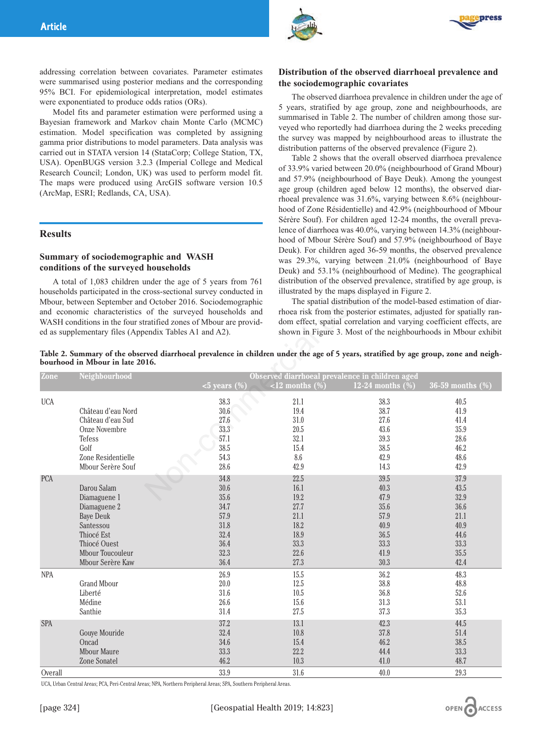addressing correlation between covariates. Parameter estimates were summarised using posterior medians and the corresponding 95% BCI. For epidemiological interpretation, model estimates were exponentiated to produce odds ratios (ORs).

Model fits and parameter estimation were performed using a Bayesian framework and Markov chain Monte Carlo (MCMC) estimation. Model specification was completed by assigning gamma prior distributions to model parameters. Data analysis was carried out in STATA version 14 (StataCorp; College Station, TX, USA). OpenBUGS version 3.2.3 (Imperial College and Medical Research Council; London, UK) was used to perform model fit. The maps were produced using ArcGIS software version 10.5 (ArcMap, ESRI; Redlands, CA, USA).

## Results

### Summary of sociodemographic and WASH conditions of the surveyed households

A total of 1,083 children under the age of 5 years from 761 households participated in the cross-sectional survey conducted in Mbour, between September and October 2016. Sociodemographic and economic characteristics of the surveyed households and WASH conditions in the four stratified zones of Mbour are provided as supplementary files (Appendix Tables A1 and A2).

### Distribution of the observed diarrhoeal prevalence and the sociodemographic covariates

The observed diarrhoea prevalence in children under the age of 5 years, stratified by age group, zone and neighbourhoods, are summarised in Table 2. The number of children among those surveyed who reportedly had diarrhoea during the 2 weeks preceding the survey was mapped by neighbourhood areas to illustrate the distribution patterns of the observed prevalence (Figure 2).

Table 2 shows that the overall observed diarrhoea prevalence of 33.9% varied between 20.0% (neighbourhood of Grand Mbour) and 57.9% (neighbourhood of Baye Deuk). Among the youngest age group (children aged below 12 months), the observed diarrhoeal prevalence was 31.6%, varying between 8.6% (neighbourhood of Zone Résidentielle) and 42.9% (neighbourhood of Mbour Sérère Souf). For children aged 12-24 months, the overall prevalence of diarrhoea was 40.0%, varying between 14.3% (neighbourhood of Mbour Sérère Souf) and 57.9% (neighbourhood of Baye Deuk). For children aged 36-59 months, the observed prevalence was 29.3%, varying between 21.0% (neighbourhood of Baye Deuk) and 53.1% (neighbourhood of Medine). The geographical distribution of the observed prevalence, stratified by age group, is illustrated by the maps displayed in Figure 2.

The spatial distribution of the model-based estimation of diarrhoea risk from the posterior estimates, adjusted for spatially random effect, spatial correlation and varying coefficient effects, are shown in Figure 3. Most of the neighbourhoods in Mbour exhibit

**Table 2. Summary of the observed diarrhoeal prevalence in children under the age of 5 years, stratified by age group, zone and neighbourhood in Mbour in late 2016.**

| Zone | Neighbourhood | Observed diarrhoeal prevalence in children aged | | | |
|---|---|---|---|---|---|
| | | <5 years (%) | <12 months (%) | 12-24 months (%) | 36-59 months (%) |
| UCA | | 38.3 | 21.1 | 38.3 | 40.5 |
| | Château d'eau Nord | 30.6 | 19.4 | 38.7 | 41.9 |
| | Château d'eau Sud | 27.6 | 31.0 | 27.6 | 41.4 |
| | Onze Novembre | 33.3 | 20.5 | 43.6 | 35.9 |
| | Tefess | 57.1 | 32.1 | 39.3 | 28.6 |
| | Golf | 38.5 | 15.4 | 38.5 | 46.2 |
| | Zone Residentielle | 54.3 | 8.6 | 42.9 | 48.6 |
| | Mbour Serère Souf | 28.6 | 42.9 | 14.3 | 42.9 |
| PCA | | 34.8 | 22.5 | 39.5 | 37.9 |
| | Darou Salam | 30.6 | 16.1 | 40.3 | 43.5 |
| | Diamaguene 1 | 35.6 | 19.2 | 47.9 | 32.9 |
| | Diamaguene 2 | 34.7 | 27.7 | 35.6 | 36.6 |
| | Baye Deuk | 57.9 | 21.1 | 57.9 | 21.1 |
| | Santessou | 31.8 | 18.2 | 40.9 | 40.9 |
| | Thiocé Est | 32.4 | 18.9 | 36.5 | 44.6 |
| | Thiocé Ouest | 36.4 | 33.3 | 33.3 | 33.3 |
| | Mbour Toucouleur | 32.3 | 22.6 | 41.9 | 35.5 |
| | Mbour Serère Kaw | 36.4 | 27.3 | 30.3 | 42.4 |
| NPA | | 26.9 | 15.5 | 36.2 | 48.3 |
| | Grand Mbour | 20.0 | 12.5 | 38.8 | 48.8 |
| | Liberté | 31.6 | 10.5 | 36.8 | 52.6 |
| | Médine | 26.6 | 15.6 | 31.3 | 53.1 |
| | Santhie | 31.4 | 27.5 | 37.3 | 35.3 |
| SPA | | 37.2 | 13.1 | 42.3 | 44.5 |
| | Gouye Mouride | 32.4 | 10.8 | 37.8 | 51.4 |
| | Oncad | 34.6 | 15.4 | 46.2 | 38.5 |
| | Mbour Maure | 33.3 | 22.2 | 44.4 | 33.3 |
| | Zone Sonatel | 46.2 | 10.3 | 41.0 | 48.7 |
| Overall | | 33.9 | 31.6 | 40.0 | 29.3 |

UCA, Urban Central Areas; PCA, Peri-Central Areas; NPA, Northern Peripheral Areas; SPA, Southern Peripheral Areas.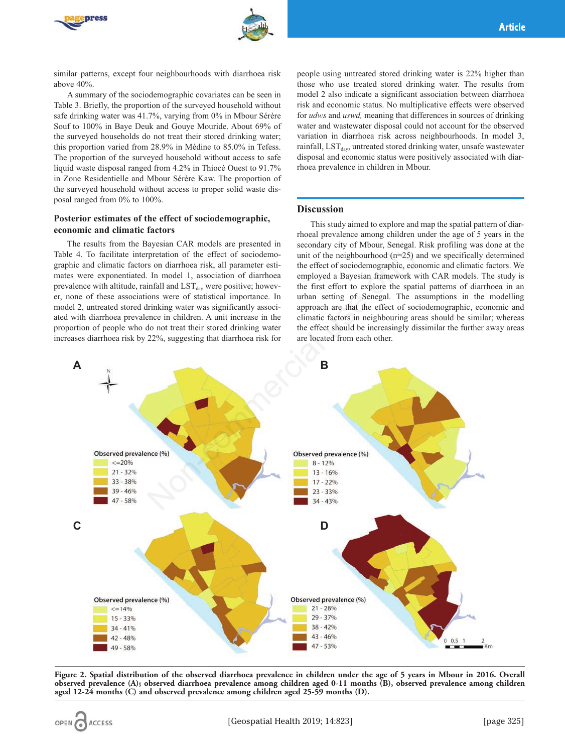similar patterns, except four neighbourhoods with diarrhoea risk above 40%.

A summary of the sociodemographic covariates can be seen in Table 3. Briefly, the proportion of the surveyed household without safe drinking water was 41.7%, varying from 0% in Mbour Sérère Souf to 100% in Baye Deuk and Gouye Mouride. About 69% of the surveyed households do not treat their stored drinking water; this proportion varied from 28.9% in Médine to 85.0% in Tefess. The proportion of the surveyed household without access to safe liquid waste disposal ranged from 4.2% in Thiocé Ouest to 91.7% in Zone Residentielle and Mbour Sérère Kaw. The proportion of the surveyed household without access to proper solid waste disposal ranged from 0% to 100%.

### Posterior estimates of the effect of sociodemographic, economic and climatic factors

The results from the Bayesian CAR models are presented in Table 4. To facilitate interpretation of the effect of sociodemographic and climatic factors on diarrhoea risk, all parameter estimates were exponentiated. In model 1, association of diarrhoea prevalence with altitude, rainfall and $LST_{day}$ were positive; however, none of these associations were of statistical importance. In model 2, untreated stored drinking water was significantly associated with diarrhoea prevalence in children. A unit increase in the proportion of people who do not treat their stored drinking water increases diarrhoea risk by 22%, suggesting that diarrhoea risk for people using untreated stored drinking water is 22% higher than those who use treated stored drinking water. The results from model 2 also indicate a significant association between diarrhoea risk and economic status. No multiplicative effects were observed for *udws* and *uswd,* meaning that differences in sources of drinking water and wastewater disposal could not account for the observed variation in diarrhoea risk across neighbourhoods. In model 3, rainfall, $LST_{day}$, untreated stored drinking water, unsafe wastewater disposal and economic status were positively associated with diarrhoea prevalence in children in Mbour.

## Discussion

This study aimed to explore and map the spatial pattern of diarrhoeal prevalence among children under the age of 5 years in the secondary city of Mbour, Senegal. Risk profiling was done at the unit of the neighbourhood (n=25) and we specifically determined the effect of sociodemographic, economic and climatic factors. We employed a Bayesian framework with CAR models. The study is the first effort to explore the spatial patterns of diarrhoea in an urban setting of Senegal. The assumptions in the modelling approach are that the effect of sociodemographic, economic and climatic factors in neighbouring areas should be similar; whereas the effect should be increasingly dissimilar the further away areas are located from each other.

**Figure 2. Spatial distribution of the observed diarrhoea prevalence in children under the age of 5 years in Mbour in 2016. Overall observed prevalence (A); observed diarrhoea prevalence among children aged 0-11 months (B), observed prevalence among children aged 12-24 months (C) and observed prevalence among children aged 25-59 months (D).**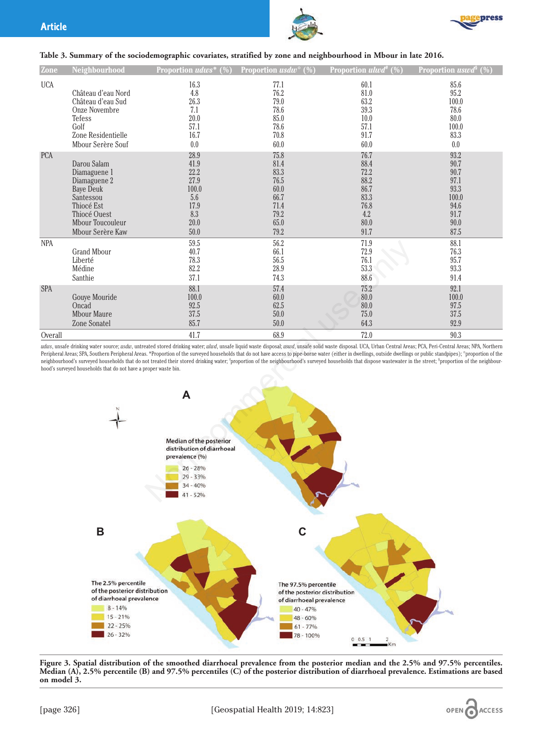**Table 3. Summary of the sociodemographic covariates, stratified by zone and neighbourhood in Mbour in late 2016.**

| Zone | Neighbourhood | Proportion *udws** (%) | Proportion *usdw*° (%) | Proportion *ulwd*# (%) | Proportion *uswd*§ (%) |
|---|---|---|---|---|---|
| UCA | | 16.3 | 77.1 | 60.1 | 85.6 |
| | Château d'eau Nord | 4.8 | 76.2 | 81.0 | 95.2 |
| | Château d'eau Sud | 26.3 | 79.0 | 63.2 | 100.0 |
| | Onze Novembre | 7.1 | 78.6 | 39.3 | 78.6 |
| | Tefess | 20.0 | 85.0 | 10.0 | 80.0 |
| | Golf | 57.1 | 78.6 | 57.1 | 100.0 |
| | Zone Residentielle | 16.7 | 70.8 | 91.7 | 83.3 |
| | Mbour Serère Souf | 0.0 | 60.0 | 60.0 | 0.0 |
| PCA | | 28.9 | 75.8 | 76.7 | 93.2 |
| | Darou Salam | 41.9 | 81.4 | 88.4 | 90.7 |
| | Diamaguene 1 | 22.2 | 83.3 | 72.2 | 90.7 |
| | Diamaguene 2 | 27.9 | 76.5 | 88.2 | 97.1 |
| | Baye Deuk | 100.0 | 60.0 | 86.7 | 93.3 |
| | Santessou | 5.6 | 66.7 | 83.3 | 100.0 |
| | Thiocé Est | 17.9 | 71.4 | 76.8 | 94.6 |
| | Thiocé Ouest | 8.3 | 79.2 | 4.2 | 91.7 |
| | Mbour Toucouleur | 20.0 | 65.0 | 80.0 | 90.0 |
| | Mbour Serère Kaw | 50.0 | 79.2 | 91.7 | 87.5 |
| NPA | | 59.5 | 56.2 | 71.9 | 88.1 |
| | Grand Mbour | 40.7 | 66.1 | 72.9 | 76.3 |
| | Liberté | 78.3 | 56.5 | 76.1 | 95.7 |
| | Médine | 82.2 | 28.9 | 53.3 | 93.3 |
| | Santhie | 37.1 | 74.3 | 88.6 | 91.4 |
| SPA | | 88.1 | 57.4 | 75.2 | 92.1 |
| | Gouye Mouride | 100.0 | 60.0 | 80.0 | 100.0 |
| | Oncad | 92.5 | 62.5 | 80.0 | 97.5 |
| | Mbour Maure | 37.5 | 50.0 | 75.0 | 37.5 |
| | Zone Sonatel | 85.7 | 50.0 | 64.3 | 92.9 |
| Overall | | 41.7 | 68.9 | 72.0 | 90.3 |

*udws*, unsafe drinking water source; *usdw*, untreated stored drinking water; *ulwd*, unsafe liquid waste disposal; *uswd*, unsafe solid waste disposal. UCA, Urban Central Areas; PCA, Peri-Central Areas; NPA, Northern Peripheral Areas; SPA, Southern Peripheral Areas. *Proportion of the surveyed households that do not have access to pipe-borne water (either in dwellings, outside dwellings or public standpipes); °proportion of the neighbourhood's surveyed households that do not treated their stored drinking water; #proportion of the neighbourhood's surveyed households that dispose wastewater in the street; §proportion of the neighbourhood's surveyed households that do not have a proper waste bin.

**Figure 3. Spatial distribution of the smoothed diarrhoeal prevalence from the posterior median and the 2.5% and 97.5% percentiles. Median (A), 2.5% percentile (B) and 97.5% percentiles (C) of the posterior distribution of diarrhoeal prevalence. Estimations are based on model 3.**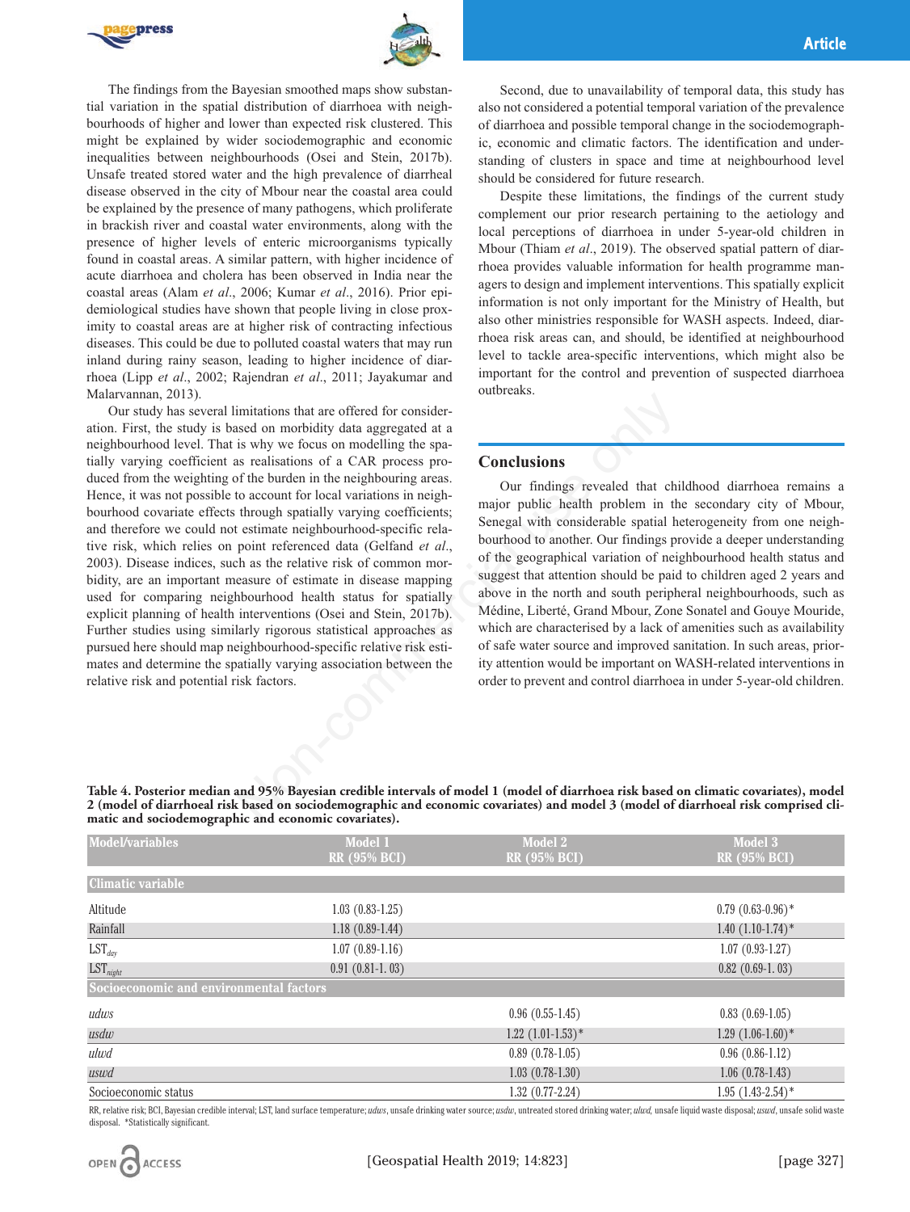The findings from the Bayesian smoothed maps show substantial variation in the spatial distribution of diarrhoea with neighbourhoods of higher and lower than expected risk clustered. This might be explained by wider sociodemographic and economic inequalities between neighbourhoods (Osei and Stein, 2017b). Unsafe treated stored water and the high prevalence of diarrheal disease observed in the city of Mbour near the coastal area could be explained by the presence of many pathogens, which proliferate in brackish river and coastal water environments, along with the presence of higher levels of enteric microorganisms typically found in coastal areas. A similar pattern, with higher incidence of acute diarrhoea and cholera has been observed in India near the coastal areas (Alam *et al*., 2006; Kumar *et al*., 2016). Prior epidemiological studies have shown that people living in close proximity to coastal areas are at higher risk of contracting infectious diseases. This could be due to polluted coastal waters that may run inland during rainy season, leading to higher incidence of diarrhoea (Lipp *et al*., 2002; Rajendran *et al*., 2011; Jayakumar and Malarvannan, 2013).

Our study has several limitations that are offered for consideration. First, the study is based on morbidity data aggregated at a neighbourhood level. That is why we focus on modelling the spatially varying coefficient as realisations of a CAR process produced from the weighting of the burden in the neighbouring areas. Hence, it was not possible to account for local variations in neighbourhood covariate effects through spatially varying coefficients; and therefore we could not estimate neighbourhood-specific relative risk, which relies on point referenced data (Gelfand *et al*., 2003). Disease indices, such as the relative risk of common morbidity, are an important measure of estimate in disease mapping used for comparing neighbourhood health status for spatially explicit planning of health interventions (Osei and Stein, 2017b). Further studies using similarly rigorous statistical approaches as pursued here should map neighbourhood-specific relative risk estimates and determine the spatially varying association between the relative risk and potential risk factors.

Second, due to unavailability of temporal data, this study has also not considered a potential temporal variation of the prevalence of diarrhoea and possible temporal change in the sociodemographic, economic and climatic factors. The identification and understanding of clusters in space and time at neighbourhood level should be considered for future research.

Despite these limitations, the findings of the current study complement our prior research pertaining to the aetiology and the local perceptions of diarrhoea in under 5-year-old children in Mbour (Thiam *et al*., 2019). The observed spatial pattern of diarrhoea provides valuable information for health programme managers to design and implement interventions. This spatially explicit information is not only important for the Ministry of Health, but also other ministries responsible for WASH aspects. Indeed, diarrhoea risk areas can, and should, be identified at neighbourhood level to tackle area-specific interventions, which might also be important for the control and prevention of suspected diarrhoea outbreaks.

## Conclusions

Our findings revealed that childhood diarrhoea remains a major public health problem in the secondary city of Mbour, Senegal with considerable spatial heterogeneity from one neighbourhood to another. Our findings provide a deeper understanding of the geographical variation of neighbourhood health status and suggest that attention should be paid to children aged 2 years and above in the north and south peripheral neighbourhoods, such as Médine, Liberté, Grand Mbour, Zone Sonatel and Gouye Mouride, which are characterised by a lack of amenities such as availability of safe water source and improved sanitation. In such areas, priority attention would be important on WASH-related interventions in order to prevent and control diarrhoea in under 5-year-old children.

**Table 4. Posterior median and 95% Bayesian credible intervals of model 1 (model of diarrhoea risk based on climatic covariates), model 2 (model of diarrhoeal risk based on sociodemographic and economic covariates) and model 3 (model of diarrhoeal risk comprised climatic and sociodemographic and economic covariates).**

| Model/variables | Model 1 RR (95% BCI) | Model 2 RR (95% BCI) | Model 3 RR (95% BCI) |
|---|---|---|---|
| **Climatic variable** | | | |
| Altitude | 1.03 (0.83-1.25) | | 0.79 (0.63-0.96)* |
| Rainfall | 1.18 (0.89-1.44) | | 1.40 (1.10-1.74)* |
| $LST_{day}$ | 1.07 (0.89-1.16) | | 1.07 (0.93-1.27) |
| $LST_{night}$ | 0.91 (0.81-1. 03) | | 0.82 (0.69-1. 03) |
| **Socioeconomic and environmental factors** | | | |
| *udws* | | 0.96 (0.55-1.45) | 0.83 (0.69-1.05) |
| *usdw* | | 1.22 (1.01-1.53)* | 1.29 (1.06-1.60)* |
| *ulwd* | | 0.89 (0.78-1.05) | 0.96 (0.86-1.12) |
| *uswd* | | 1.03 (0.78-1.30) | 1.06 (0.78-1.43) |
| Socioeconomic status | | 1.32 (0.77-2.24) | 1.95 (1.43-2.54)* |

RR, relative risk; BCI, Bayesian credible interval; LST, land surface temperature; *udws*, unsafe drinking water source; *usdw*, untreated stored drinking water; *ulwd,* unsafe liquid waste disposal; *uswd*, unsafe solid waste disposal. *Statistically significant.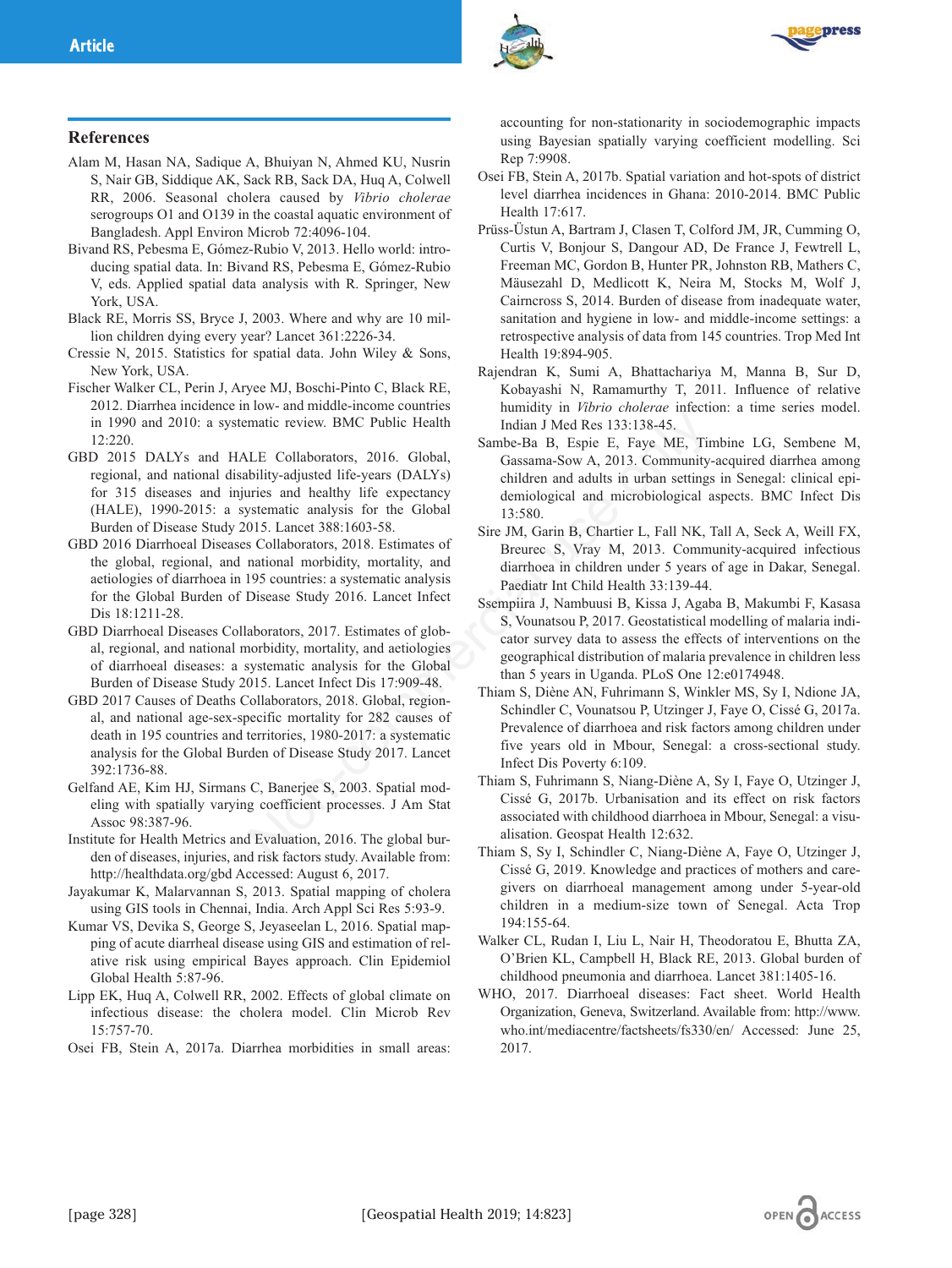## References

Alam M, Hasan NA, Sadique A, Bhuiyan N, Ahmed KU, Nusrin S, Nair GB, Siddique AK, Sack RB, Sack DA, Huq A, Colwell RR, 2006. Seasonal cholera caused by *Vibrio cholerae* serogroups O1 and O139 in the coastal aquatic environment of Bangladesh. Appl Environ Microb 72:4096-104.

Bivand RS, Pebesma E, Gómez-Rubio V, 2013. Hello world: introducing spatial data. In: Bivand RS, Pebesma E, Gómez-Rubio V, eds. Applied spatial data analysis with R. Springer, New York, USA.

Black RE, Morris SS, Bryce J, 2003. Where and why are 10 million children dying every year? Lancet 361:2226-34.

Cressie N, 2015. Statistics for spatial data. John Wiley & Sons, New York, USA.

Fischer Walker CL, Perin J, Aryee MJ, Boschi-Pinto C, Black RE, 2012. Diarrhea incidence in low- and middle-income countries in 1990 and 2010: a systematic review. BMC Public Health 12:220.

GBD 2015 DALYs and HALE Collaborators, 2016. Global, regional, and national disability-adjusted life-years (DALYs) for 315 diseases and injuries and healthy life expectancy (HALE), 1990-2015: a systematic analysis for the Global Burden of Disease Study 2015. Lancet 388:1603-58.

GBD 2016 Diarrhoeal Diseases Collaborators, 2018. Estimates of the global, regional, and national morbidity, mortality, and aetiologies of diarrhoea in 195 countries: a systematic analysis for the Global Burden of Disease Study 2016. Lancet Infect Dis 18:1211-28.

GBD Diarrhoeal Diseases Collaborators, 2017. Estimates of global, regional, and national morbidity, mortality, and aetiologies of diarrhoeal diseases: a systematic analysis for the Global Burden of Disease Study 2015. Lancet Infect Dis 17:909-48.

GBD 2017 Causes of Deaths Collaborators, 2018. Global, regional, and national age-sex-specific mortality for 282 causes of death in 195 countries and territories, 1980-2017: a systematic analysis for the Global Burden of Disease Study 2017. Lancet 392:1736-88.

Gelfand AE, Kim HJ, Sirmans C, Banerjee S, 2003. Spatial modeling with spatially varying coefficient processes. J Am Stat Assoc 98:387-96.

Institute for Health Metrics and Evaluation, 2016. The global burden of diseases, injuries, and risk factors study. Available from: http://healthdata.org/gbd Accessed: August 6, 2017.

Jayakumar K, Malarvannan S, 2013. Spatial mapping of cholera using GIS tools in Chennai, India. Arch Appl Sci Res 5:93-9.

Kumar VS, Devika S, George S, Jeyaseelan L, 2016. Spatial mapping of acute diarrheal disease using GIS and estimation of relative risk using empirical Bayes approach. Clin Epidemiol Global Health 5:87-96.

Lipp EK, Huq A, Colwell RR, 2002. Effects of global climate on infectious disease: the cholera model. Clin Microb Rev 15:757-70.

Osei FB, Stein A, 2017a. Diarrhea morbidities in small areas: accounting for non-stationarity in sociodemographic impacts using Bayesian spatially varying coefficient modelling. Sci Rep 7:9908.

Osei FB, Stein A, 2017b. Spatial variation and hot-spots of district level diarrhea incidences in Ghana: 2010-2014. BMC Public Health 17:617.

Prüss-Üstun A, Bartram J, Clasen T, Colford JM, JR, Cumming O, Curtis V, Bonjour S, Dangour AD, De France J, Fewtrell L, Freeman MC, Gordon B, Hunter PR, Johnston RB, Mathers C, Mäusezahl D, Medlicott K, Neira M, Stocks M, Wolf J, Cairncross S, 2014. Burden of disease from inadequate water, sanitation and hygiene in low- and middle-income settings: a retrospective analysis of data from 145 countries. Trop Med Int Health 19:894-905.

Rajendran K, Sumi A, Bhattachariya M, Manna B, Sur D, Kobayashi N, Ramamurthy T, 2011. Influence of relative humidity in *Vibrio cholerae* infection: a time series model. Indian J Med Res 133:138-45.

Sambe-Ba B, Espie E, Faye ME, Timbine LG, Sembene M, Gassama-Sow A, 2013. Community-acquired diarrhea among children and adults in urban settings in Senegal: clinical epidemiological and microbiological aspects. BMC Infect Dis 13:580.

Sire JM, Garin B, Chartier L, Fall NK, Tall A, Seck A, Weill FX, Breurec S, Vray M, 2013. Community-acquired infectious diarrhoea in children under 5 years of age in Dakar, Senegal. Paediatr Int Child Health 33:139-44.

Ssempiira J, Nambuusi B, Kissa J, Agaba B, Makumbi F, Kasasa S, Vounatsou P, 2017. Geostatistical modelling of malaria indicator survey data to assess the effects of interventions on the geographical distribution of malaria prevalence in children less than 5 years in Uganda. PLoS One 12:e0174948.

Thiam S, Diène AN, Fuhrimann S, Winkler MS, Sy I, Ndione JA, Schindler C, Vounatsou P, Utzinger J, Faye O, Cissé G, 2017a. Prevalence of diarrhoea and risk factors among children under five years old in Mbour, Senegal: a cross-sectional study. Infect Dis Poverty 6:109.

Thiam S, Fuhrimann S, Niang-Diène A, Sy I, Faye O, Utzinger J, Cissé G, 2017b. Urbanisation and its effect on risk factors associated with childhood diarrhoea in Mbour, Senegal: a visualisation. Geospat Health 12:632.

Thiam S, Sy I, Schindler C, Niang-Diène A, Faye O, Utzinger J, Cissé G, 2019. Knowledge and practices of mothers and caregivers on diarrhoeal management among under 5-year-old children in a medium-size town of Senegal. Acta Trop 194:155-64.

Walker CL, Rudan I, Liu L, Nair H, Theodoratou E, Bhutta ZA, O'Brien KL, Campbell H, Black RE, 2013. Global burden of childhood pneumonia and diarrhoea. Lancet 381:1405-16.

WHO, 2017. Diarrhoeal diseases: Fact sheet. World Health Organization, Geneva, Switzerland. Available from: http://www.who.int/mediacentre/factsheets/fs330/en/ Accessed: June 25, 2017.